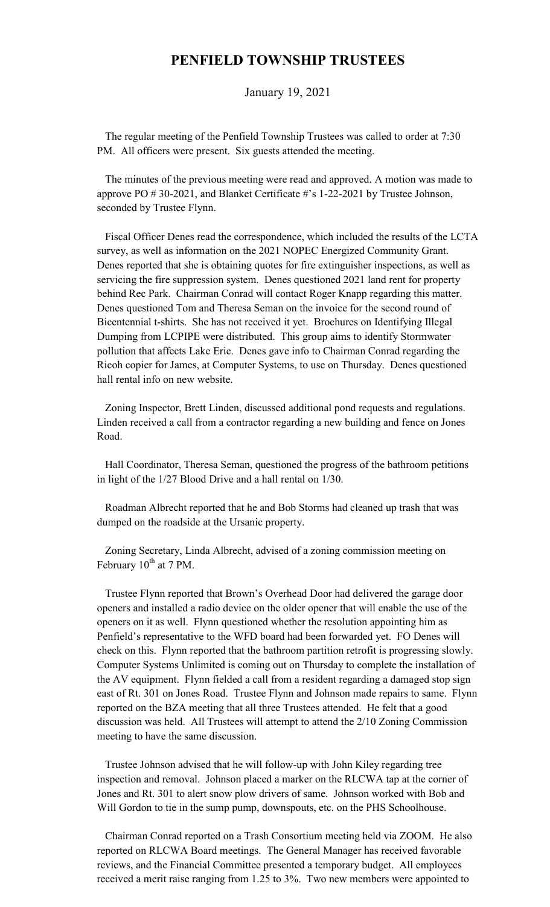# PENFIELD TOWNSHIP TRUSTEES

January 19, 2021

The regular meeting of the Penfield Township Trustees was called to order at 7:30 PM. All officers were present. Six guests attended the meeting.

The minutes of the previous meeting were read and approved. A motion was made to approve PO # 30-2021, and Blanket Certificate #'s 1-22-2021 by Trustee Johnson, seconded by Trustee Flynn.

Fiscal Officer Denes read the correspondence, which included the results of the LCTA survey, as well as information on the 2021 NOPEC Energized Community Grant. Denes reported that she is obtaining quotes for fire extinguisher inspections, as well as servicing the fire suppression system. Denes questioned 2021 land rent for property behind Rec Park. Chairman Conrad will contact Roger Knapp regarding this matter. Denes questioned Tom and Theresa Seman on the invoice for the second round of Bicentennial t-shirts. She has not received it yet. Brochures on Identifying Illegal Dumping from LCPIPE were distributed. This group aims to identify Stormwater pollution that affects Lake Erie. Denes gave info to Chairman Conrad regarding the Ricoh copier for James, at Computer Systems, to use on Thursday. Denes questioned hall rental info on new website.

Zoning Inspector, Brett Linden, discussed additional pond requests and regulations. Linden received a call from a contractor regarding a new building and fence on Jones Road.

Hall Coordinator, Theresa Seman, questioned the progress of the bathroom petitions in light of the 1/27 Blood Drive and a hall rental on 1/30.

Roadman Albrecht reported that he and Bob Storms had cleaned up trash that was dumped on the roadside at the Ursanic property.

Zoning Secretary, Linda Albrecht, advised of a zoning commission meeting on February 10th at 7 PM.

Trustee Flynn reported that Brown's Overhead Door had delivered the garage door openers and installed a radio device on the older opener that will enable the use of the openers on it as well. Flynn questioned whether the resolution appointing him as Penfield's representative to the WFD board had been forwarded yet. FO Denes will check on this. Flynn reported that the bathroom partition retrofit is progressing slowly. Computer Systems Unlimited is coming out on Thursday to complete the installation of the AV equipment. Flynn fielded a call from a resident regarding a damaged stop sign east of Rt. 301 on Jones Road. Trustee Flynn and Johnson made repairs to same. Flynn reported on the BZA meeting that all three Trustees attended. He felt that a good discussion was held. All Trustees will attempt to attend the 2/10 Zoning Commission meeting to have the same discussion.

Trustee Johnson advised that he will follow-up with John Kiley regarding tree inspection and removal. Johnson placed a marker on the RLCWA tap at the corner of Jones and Rt. 301 to alert snow plow drivers of same. Johnson worked with Bob and Will Gordon to tie in the sump pump, downspouts, etc. on the PHS Schoolhouse.

Chairman Conrad reported on a Trash Consortium meeting held via ZOOM. He also reported on RLCWA Board meetings. The General Manager has received favorable reviews, and the Financial Committee presented a temporary budget. All employees received a merit raise ranging from 1.25 to 3%. Two new members were appointed to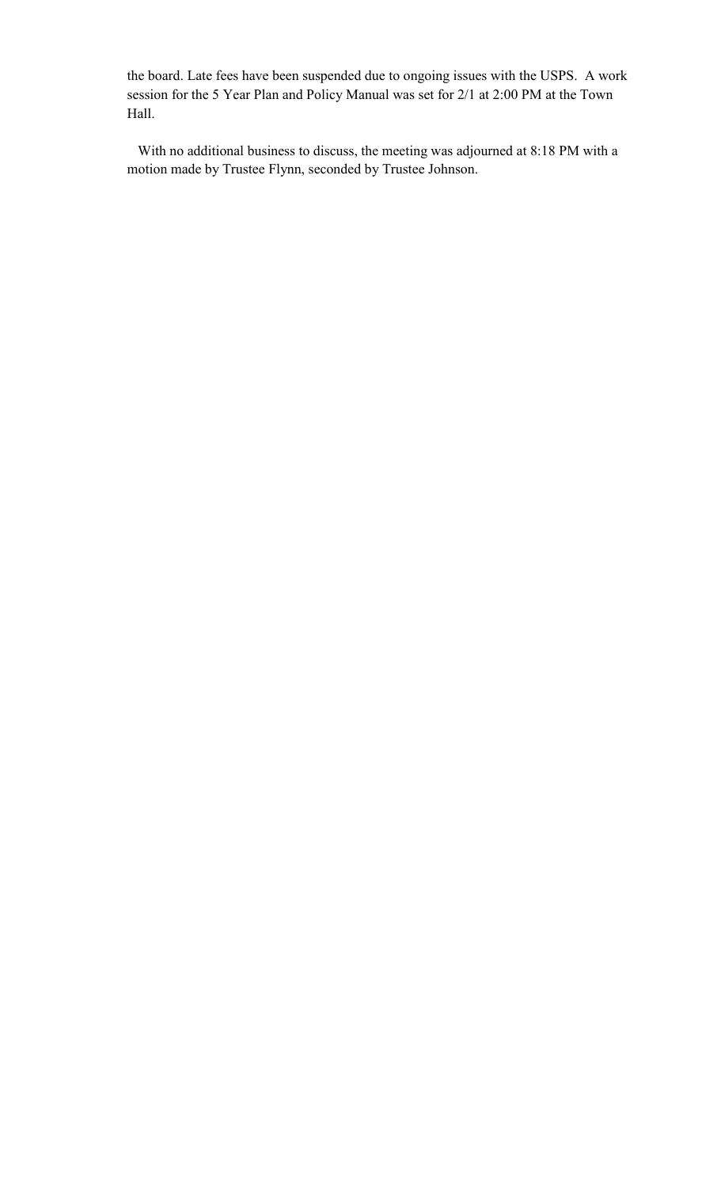the board. Late fees have been suspended due to ongoing issues with the USPS. A work session for the 5 Year Plan and Policy Manual was set for 2/1 at 2:00 PM at the Town Hall.

With no additional business to discuss, the meeting was adjourned at 8:18 PM with a motion made by Trustee Flynn, seconded by Trustee Johnson.